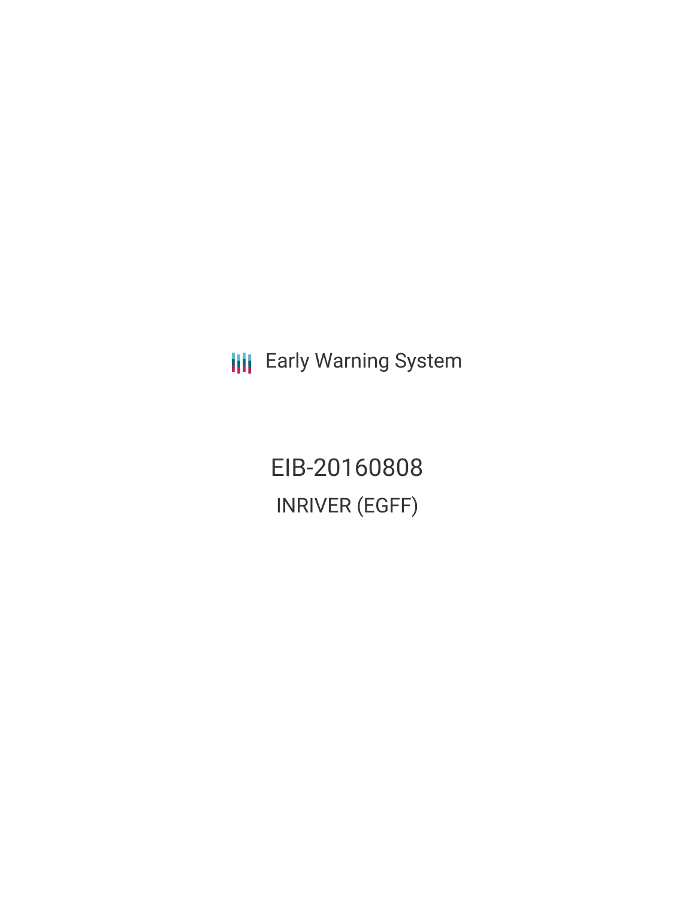Early Warning System

# EIB-20160808

## INRIVER (EGFF)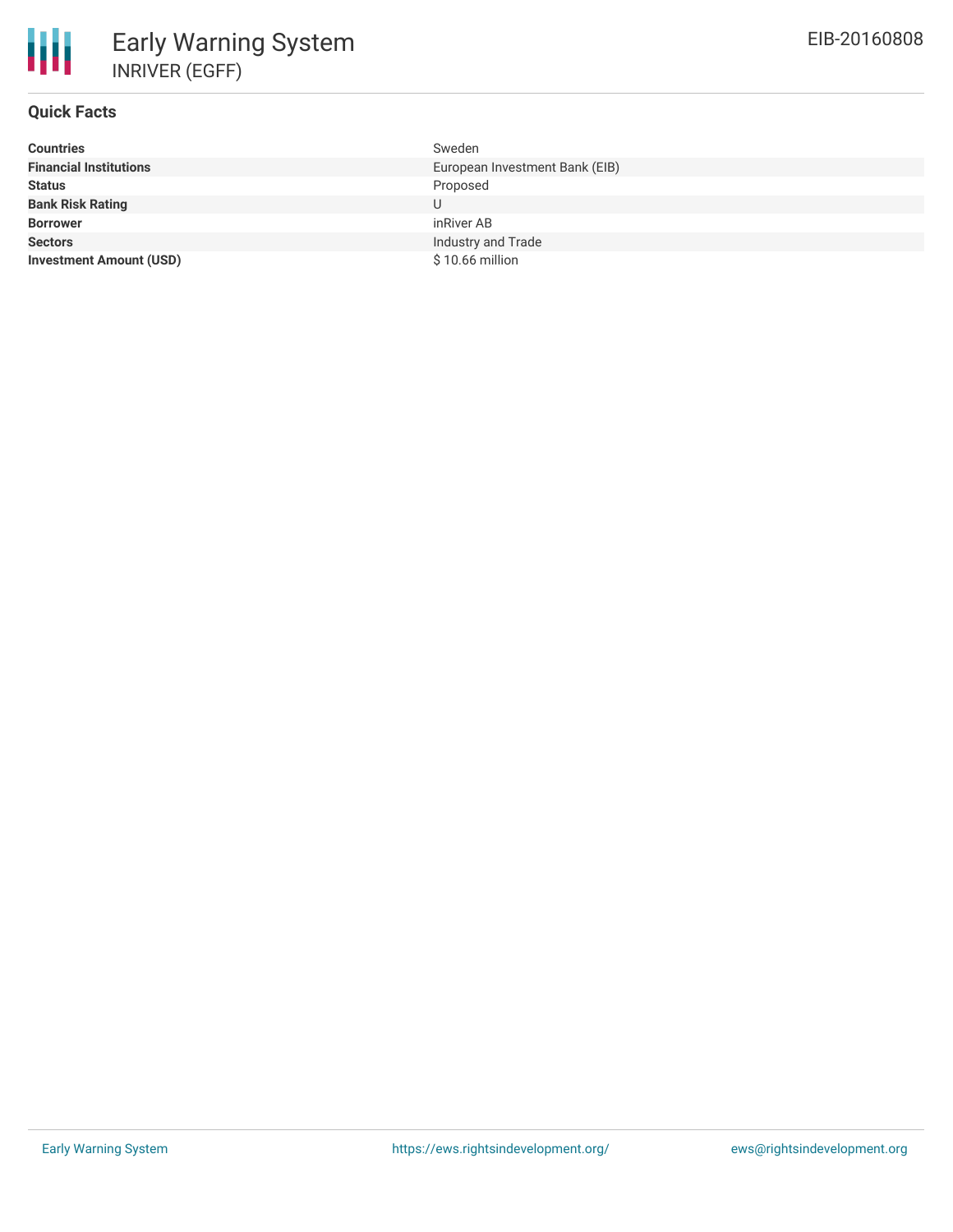# Early Warning System

## INRIVER (EGFF)

EIB-20160808

### Quick Facts

| | |
|---|---|
| **Countries** | Sweden |
| **Financial Institutions** | European Investment Bank (EIB) |
| **Status** | Proposed |
| **Bank Risk Rating** | U |
| **Borrower** | inRiver AB |
| **Sectors** | Industry and Trade |
| **Investment Amount (USD)** | $ 10.66 million |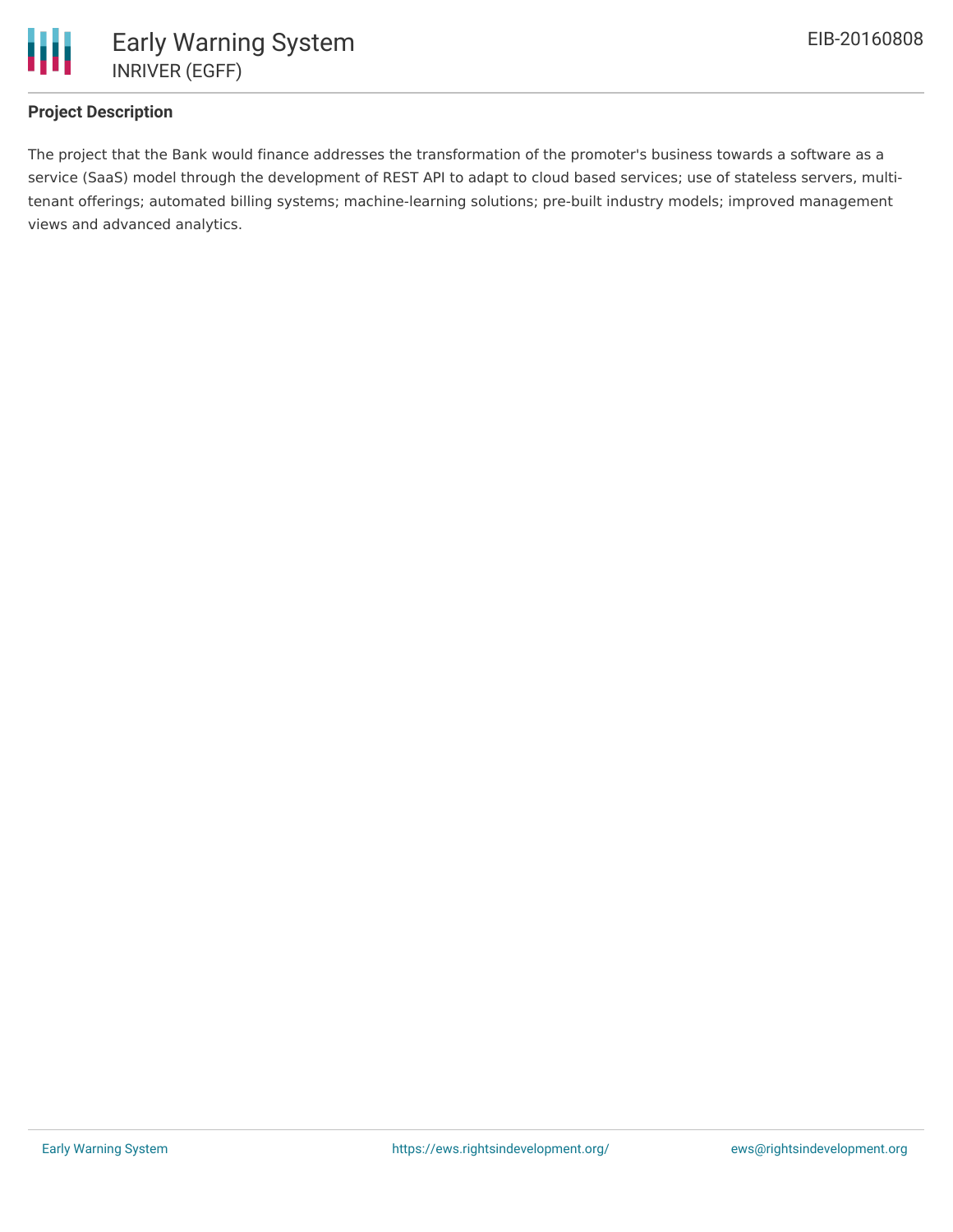**Project Description**

The project that the Bank would finance addresses the transformation of the promoter's business towards a software as a service (SaaS) model through the development of REST API to adapt to cloud based services; use of stateless servers, multi-tenant offerings; automated billing systems; machine-learning solutions; pre-built industry models; improved management views and advanced analytics.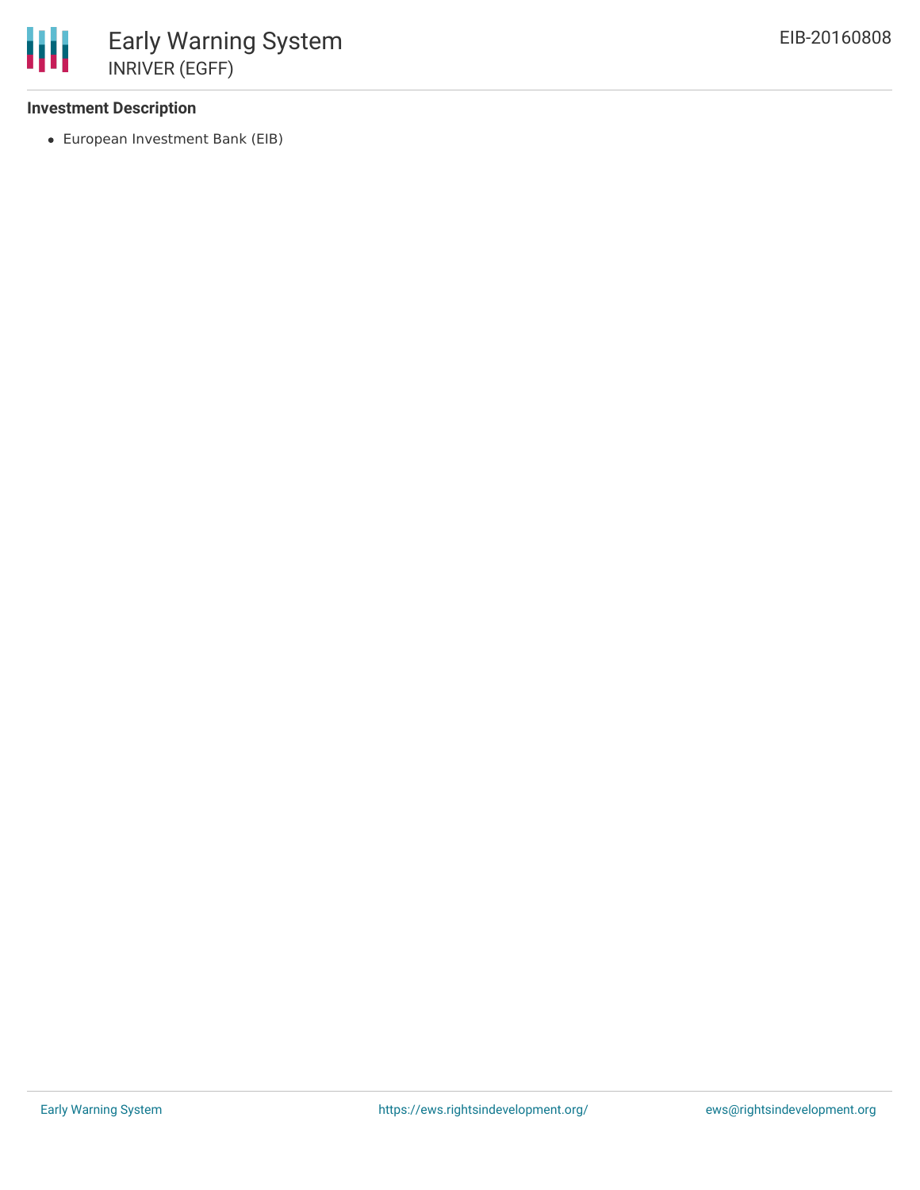### Investment Description

- European Investment Bank (EIB)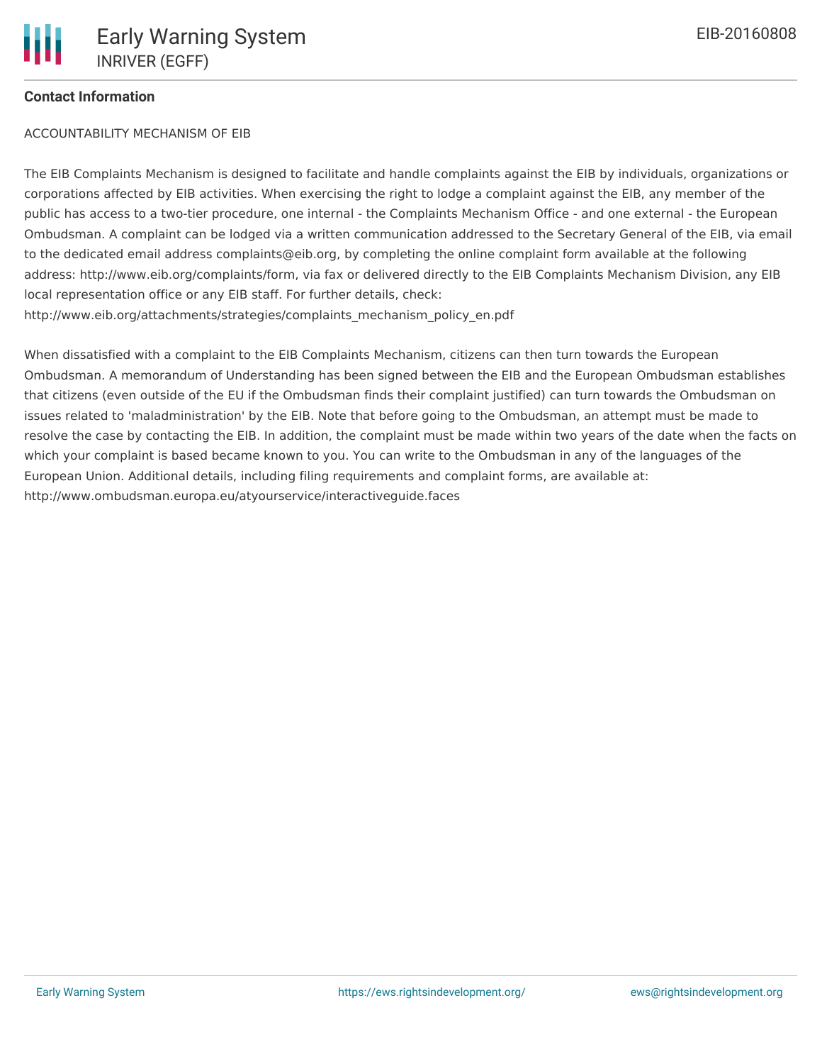**Contact Information**

ACCOUNTABILITY MECHANISM OF EIB

The EIB Complaints Mechanism is designed to facilitate and handle complaints against the EIB by individuals, organizations or corporations affected by EIB activities. When exercising the right to lodge a complaint against the EIB, any member of the public has access to a two-tier procedure, one internal - the Complaints Mechanism Office - and one external - the European Ombudsman. A complaint can be lodged via a written communication addressed to the Secretary General of the EIB, via email to the dedicated email address complaints@eib.org, by completing the online complaint form available at the following address: http://www.eib.org/complaints/form, via fax or delivered directly to the EIB Complaints Mechanism Division, any EIB local representation office or any EIB staff. For further details, check: http://www.eib.org/attachments/strategies/complaints_mechanism_policy_en.pdf

When dissatisfied with a complaint to the EIB Complaints Mechanism, citizens can then turn towards the European Ombudsman. A memorandum of Understanding has been signed between the EIB and the European Ombudsman establishes that citizens (even outside of the EU if the Ombudsman finds their complaint justified) can turn towards the Ombudsman on issues related to 'maladministration' by the EIB. Note that before going to the Ombudsman, an attempt must be made to resolve the case by contacting the EIB. In addition, the complaint must be made within two years of the date when the facts on which your complaint is based became known to you. You can write to the Ombudsman in any of the languages of the European Union. Additional details, including filing requirements and complaint forms, are available at: http://www.ombudsman.europa.eu/atyourservice/interactiveguide.faces